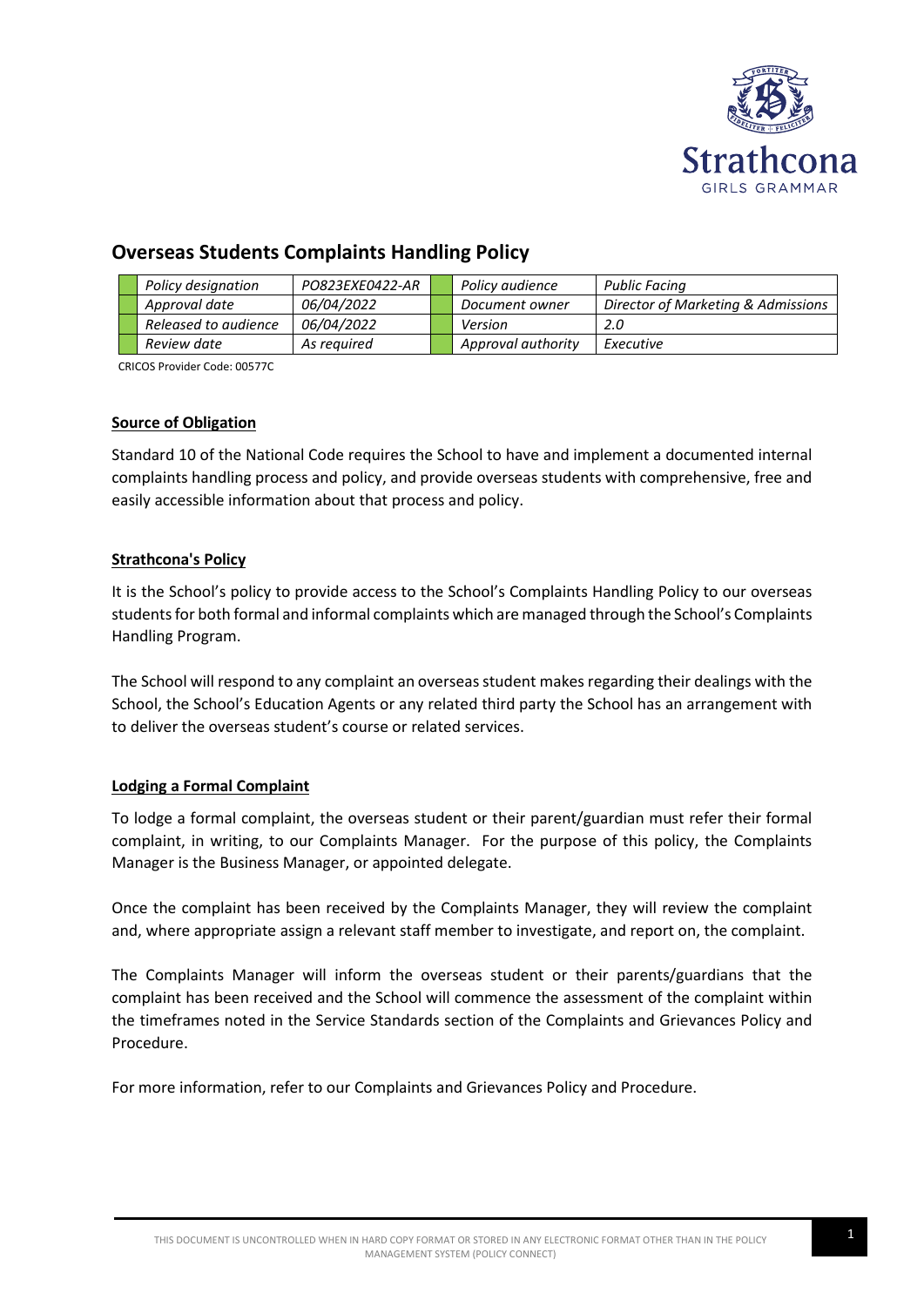# Overseas Students Complaints Handling Policy

| | Policy designation | PO823EXE0422-AR | | Policy audience | Public Facing |
|---|---|---|---|---|---|
| | *Approval date* | *06/04/2022* | | *Document owner* | *Director of Marketing & Admissions* |
| | *Released to audience* | *06/04/2022* | | *Version* | *2.0* |
| | *Review date* | *As required* | | *Approval authority* | *Executive* |

CRICOS Provider Code: 00577C

## Source of Obligation

Standard 10 of the National Code requires the School to have and implement a documented internal complaints handling process and policy, and provide overseas students with comprehensive, free and easily accessible information about that process and policy.

## Strathcona's Policy

It is the School's policy to provide access to the School's Complaints Handling Policy to our overseas students for both formal and informal complaints which are managed through the School's Complaints Handling Program.

The School will respond to any complaint an overseas student makes regarding their dealings with the School, the School's Education Agents or any related third party the School has an arrangement with to deliver the overseas student's course or related services.

## Lodging a Formal Complaint

To lodge a formal complaint, the overseas student or their parent/guardian must refer their formal complaint, in writing, to our Complaints Manager. For the purpose of this policy, the Complaints Manager is the Business Manager, or appointed delegate.

Once the complaint has been received by the Complaints Manager, they will review the complaint and, where appropriate assign a relevant staff member to investigate, and report on, the complaint.

The Complaints Manager will inform the overseas student or their parents/guardians that the complaint has been received and the School will commence the assessment of the complaint within the timeframes noted in the Service Standards section of the Complaints and Grievances Policy and Procedure.

For more information, refer to our Complaints and Grievances Policy and Procedure.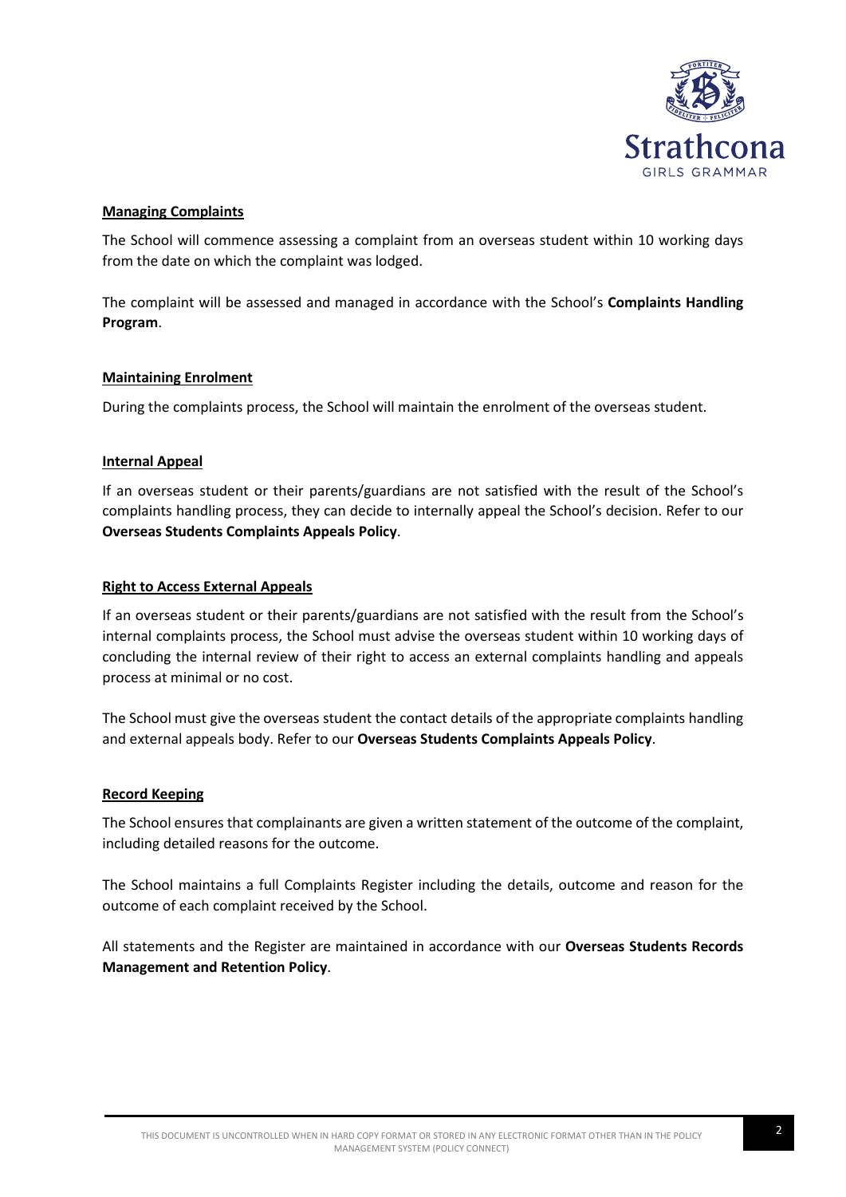**Managing Complaints**

The School will commence assessing a complaint from an overseas student within 10 working days from the date on which the complaint was lodged.

The complaint will be assessed and managed in accordance with the School's **Complaints Handling Program**.

**Maintaining Enrolment**

During the complaints process, the School will maintain the enrolment of the overseas student.

**Internal Appeal**

If an overseas student or their parents/guardians are not satisfied with the result of the School's complaints handling process, they can decide to internally appeal the School's decision. Refer to our **Overseas Students Complaints Appeals Policy**.

**Right to Access External Appeals**

If an overseas student or their parents/guardians are not satisfied with the result from the School's internal complaints process, the School must advise the overseas student within 10 working days of concluding the internal review of their right to access an external complaints handling and appeals process at minimal or no cost.

The School must give the overseas student the contact details of the appropriate complaints handling and external appeals body. Refer to our **Overseas Students Complaints Appeals Policy**.

**Record Keeping**

The School ensures that complainants are given a written statement of the outcome of the complaint, including detailed reasons for the outcome.

The School maintains a full Complaints Register including the details, outcome and reason for the outcome of each complaint received by the School.

All statements and the Register are maintained in accordance with our **Overseas Students Records Management and Retention Policy**.